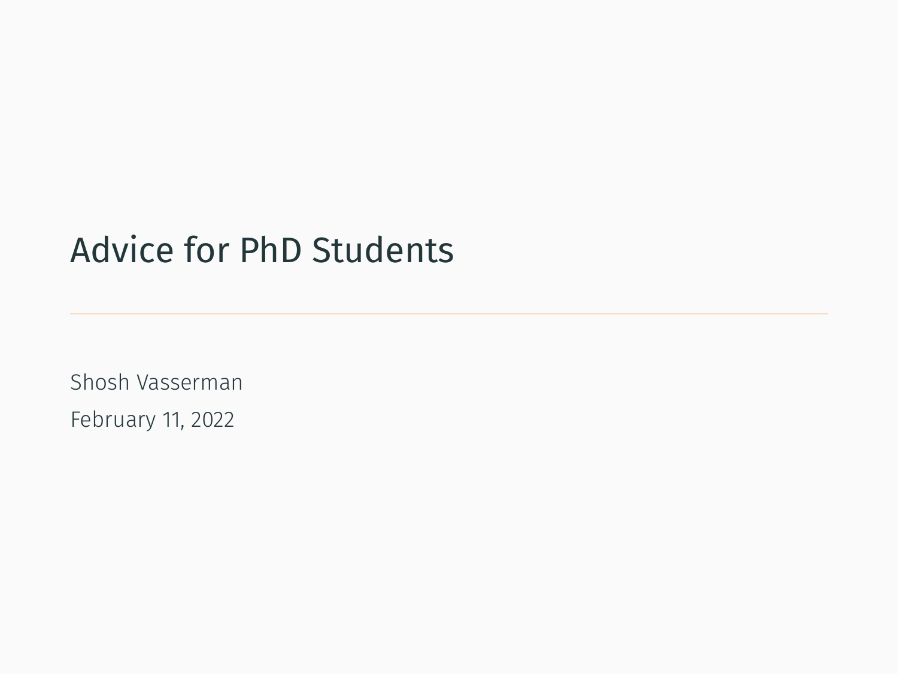# Advice for PhD Students

Shosh Vasserman

February 11, 2022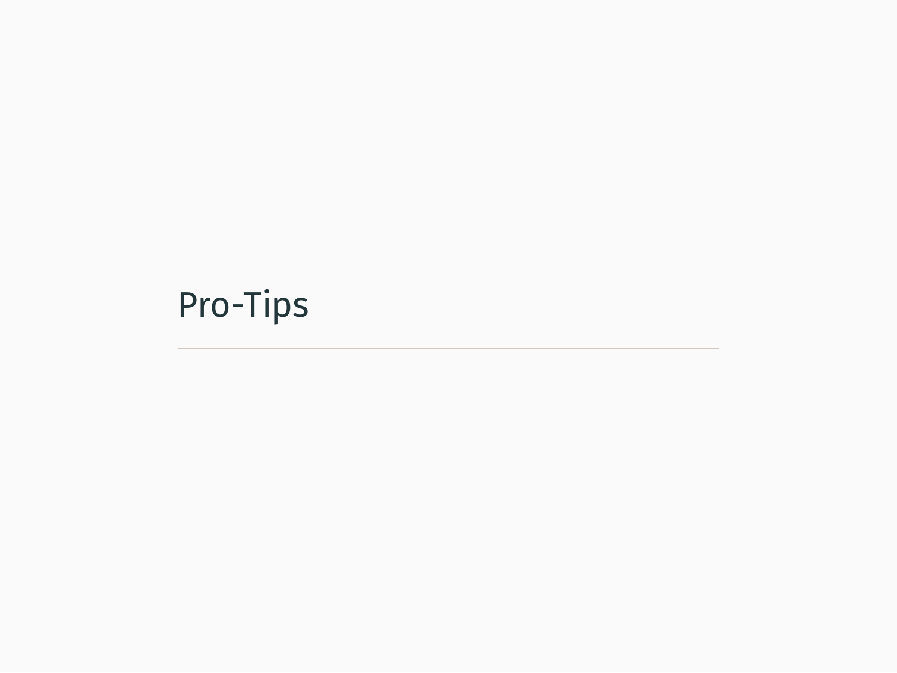# Pro-Tips

---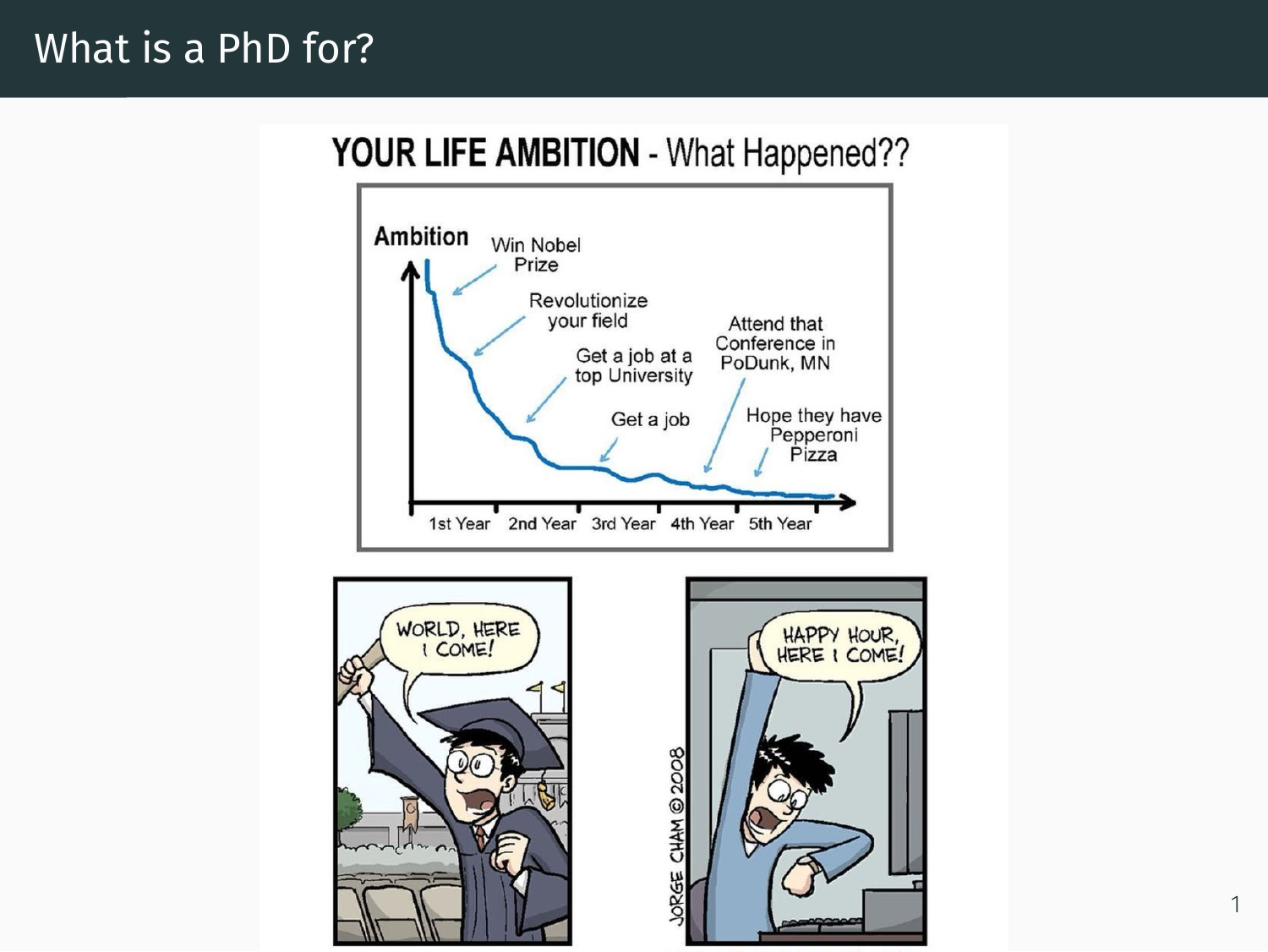# What is a PhD for?

**YOUR LIFE AMBITION** - What Happened??

Ambition

Win Nobel Prize

Revolutionize your field

Get a job at a top University

Get a job

Attend that Conference in PoDunk, MN

Hope they have Pepperoni Pizza

1st Year 2nd Year 3rd Year 4th Year 5th Year

WORLD, HERE I COME!

HAPPY HOUR, HERE I COME!

JORGE CHAM © 2008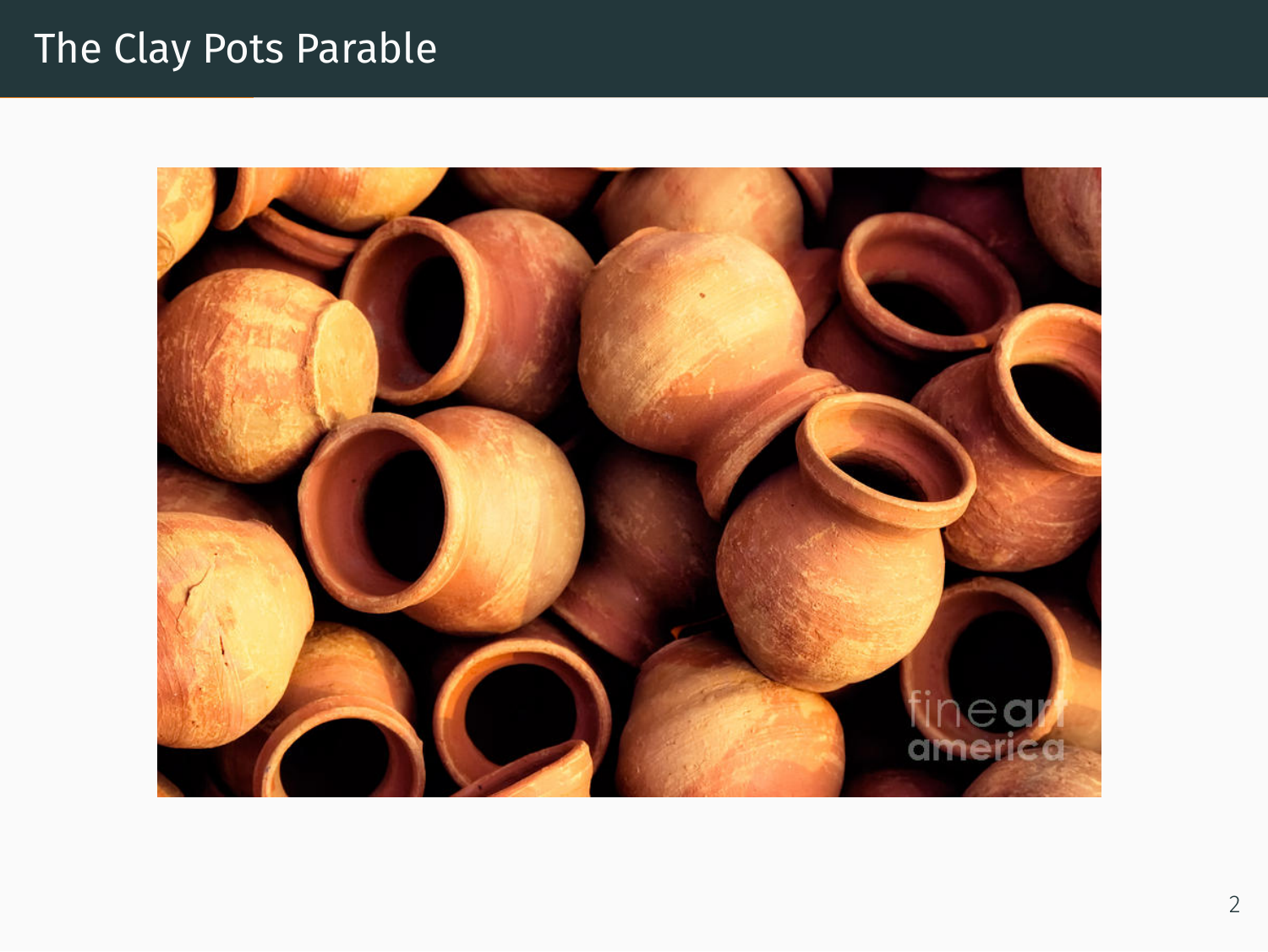# The Clay Pots Parable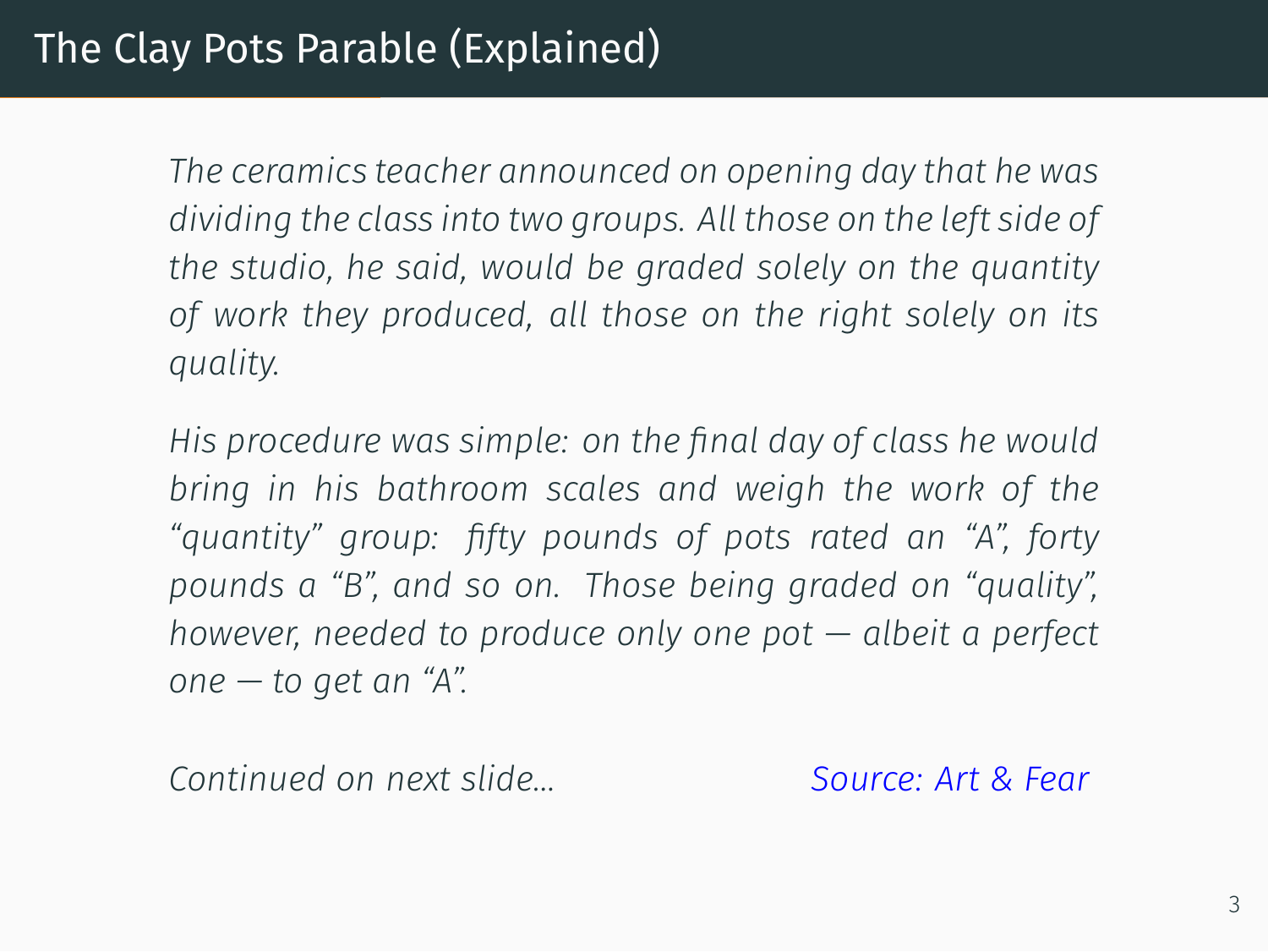# The Clay Pots Parable (Explained)

*The ceramics teacher announced on opening day that he was dividing the class into two groups. All those on the left side of the studio, he said, would be graded solely on the quantity of work they produced, all those on the right solely on its quality.*

*His procedure was simple: on the final day of class he would bring in his bathroom scales and weigh the work of the "quantity" group: fifty pounds of pots rated an "A", forty pounds a "B", and so on. Those being graded on "quality", however, needed to produce only one pot — albeit a perfect one — to get an "A".*

*Continued on next slide...* *Source: Art & Fear*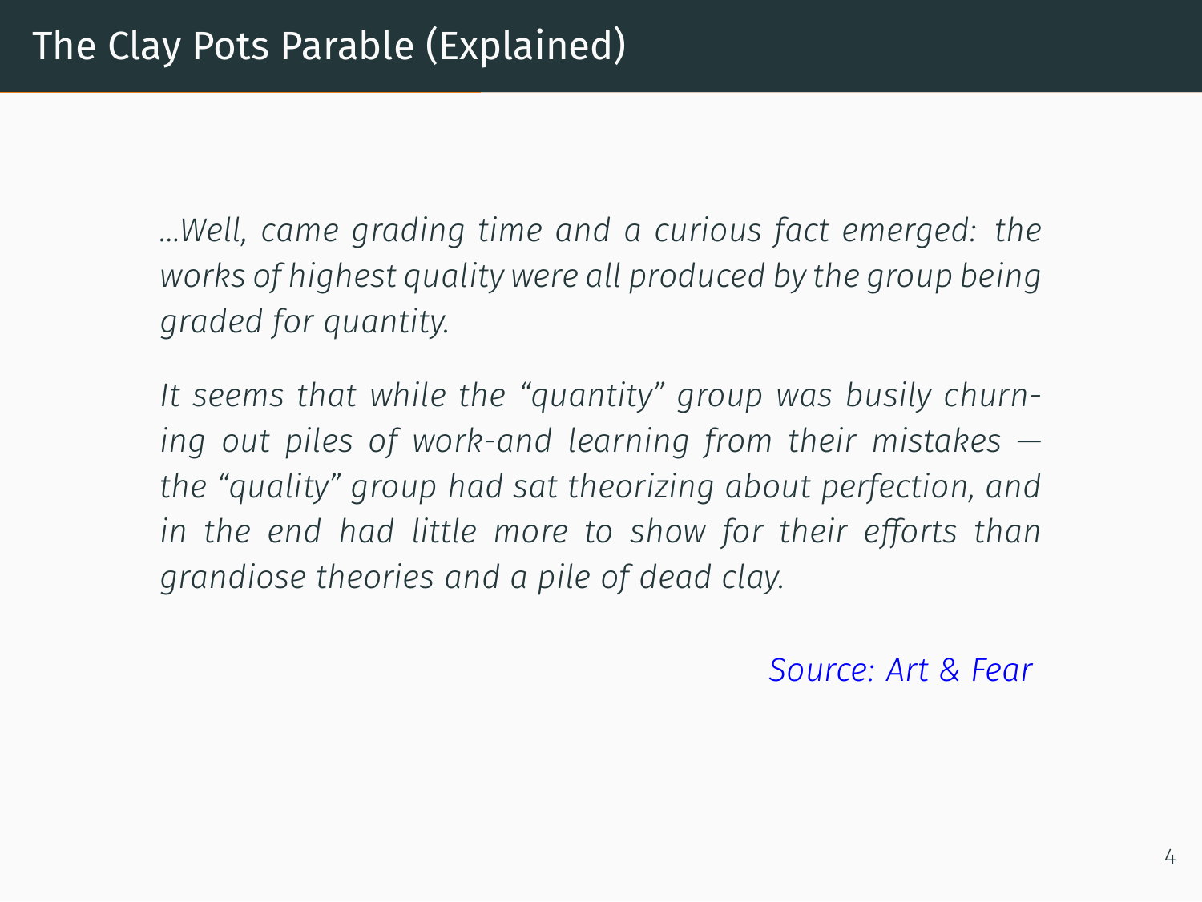# The Clay Pots Parable (Explained)

*...Well, came grading time and a curious fact emerged: the works of highest quality were all produced by the group being graded for quantity.*

*It seems that while the "quantity" group was busily churning out piles of work-and learning from their mistakes — the "quality" group had sat theorizing about perfection, and in the end had little more to show for their efforts than grandiose theories and a pile of dead clay.*

Source: Art & Fear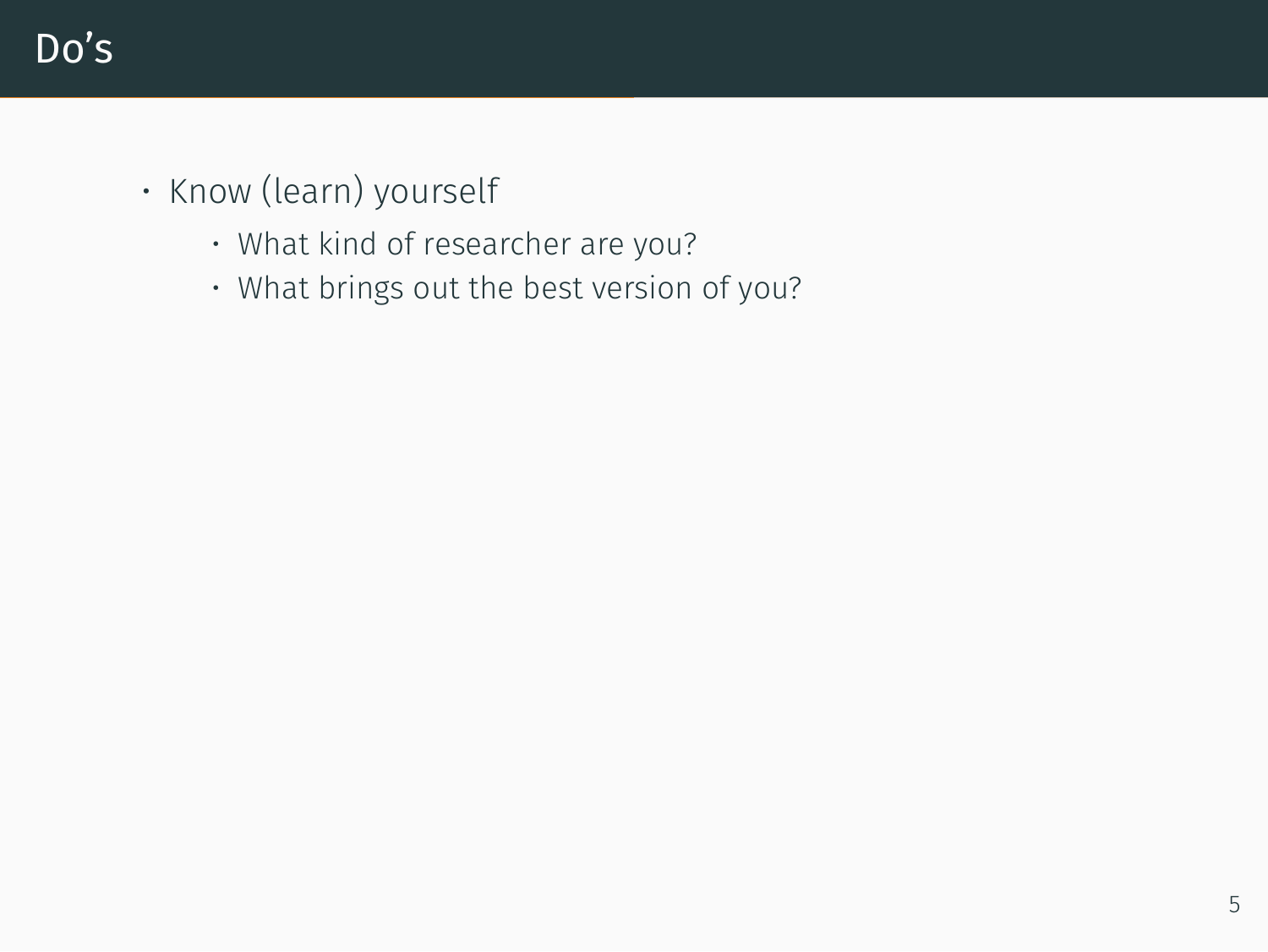# Do's

- Know (learn) yourself
  - What kind of researcher are you?
  - What brings out the best version of you?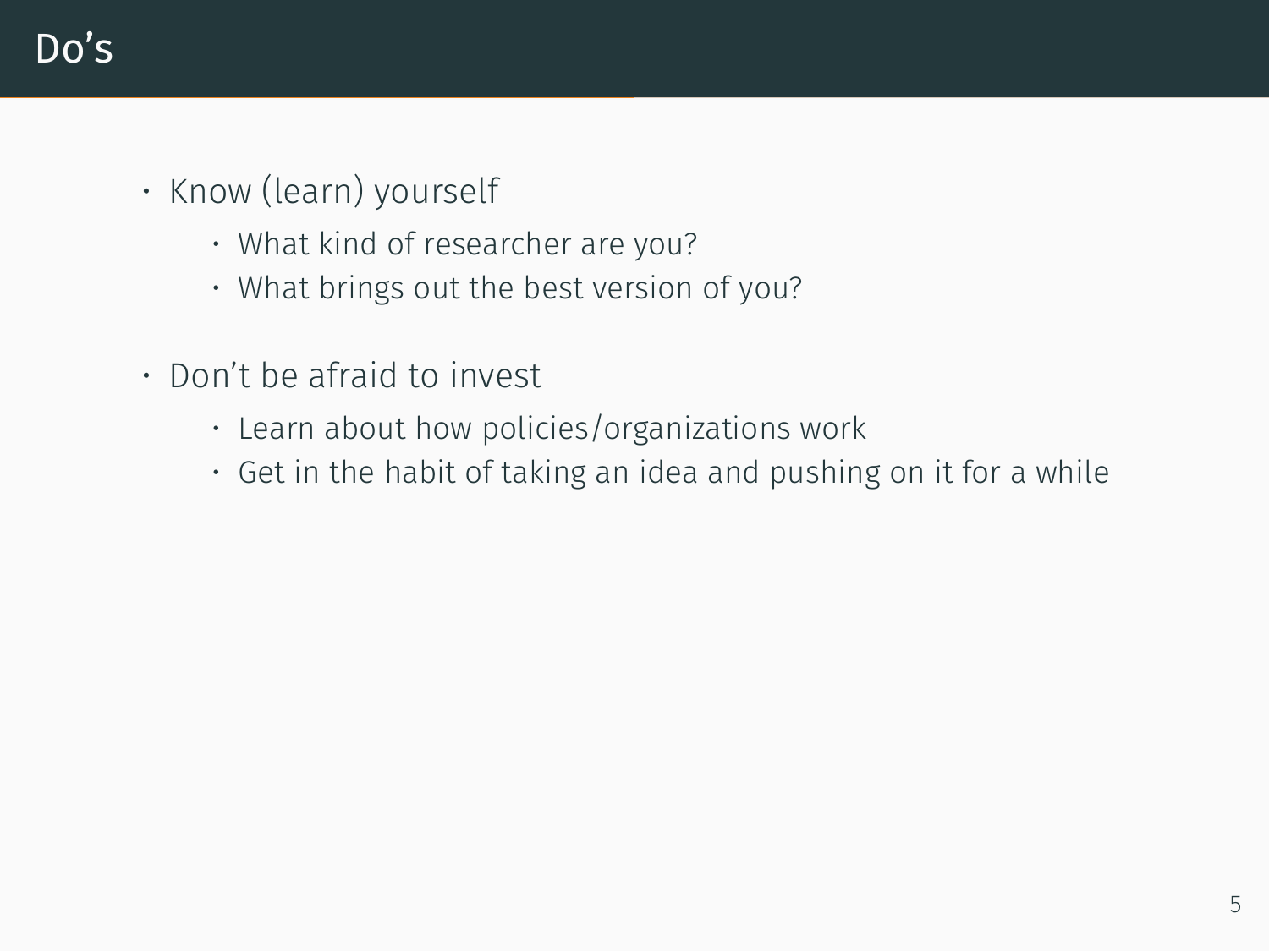# Do's

- Know (learn) yourself
  - What kind of researcher are you?
  - What brings out the best version of you?
- Don't be afraid to invest
  - Learn about how policies/organizations work
  - Get in the habit of taking an idea and pushing on it for a while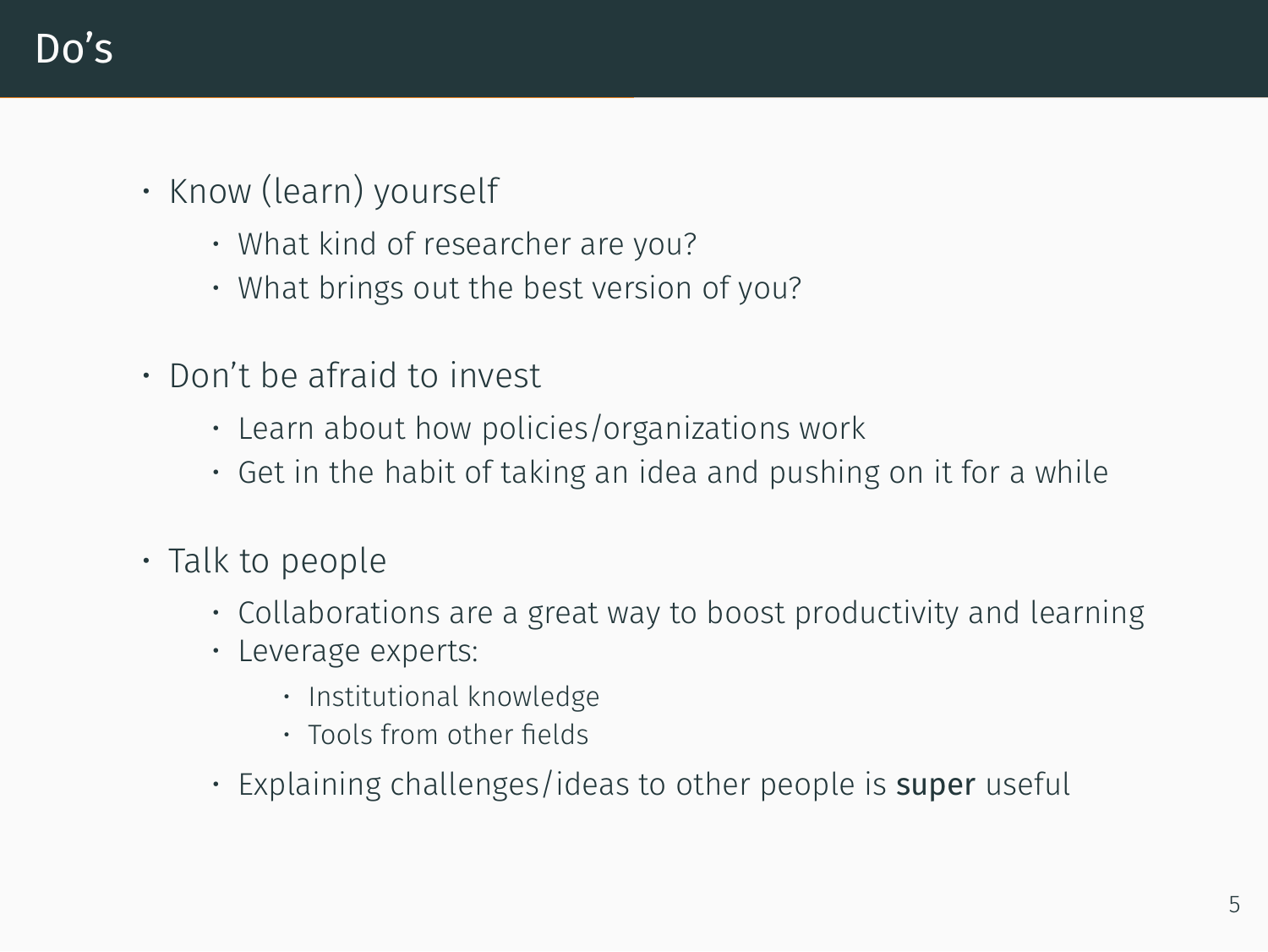# Do's

- Know (learn) yourself
  - What kind of researcher are you?
  - What brings out the best version of you?
- Don't be afraid to invest
  - Learn about how policies/organizations work
  - Get in the habit of taking an idea and pushing on it for a while
- Talk to people
  - Collaborations are a great way to boost productivity and learning
  - Leverage experts:
    - Institutional knowledge
    - Tools from other fields
  - Explaining challenges/ideas to other people is **super** useful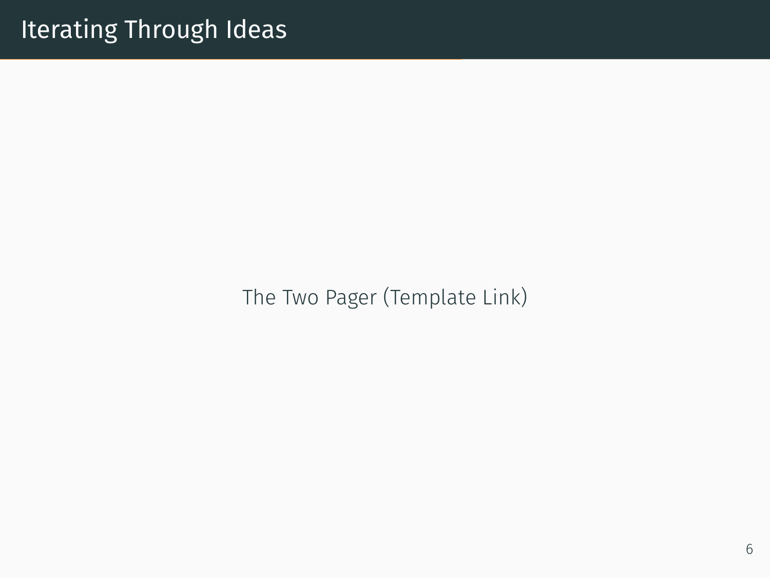# Iterating Through Ideas

The Two Pager (Template Link)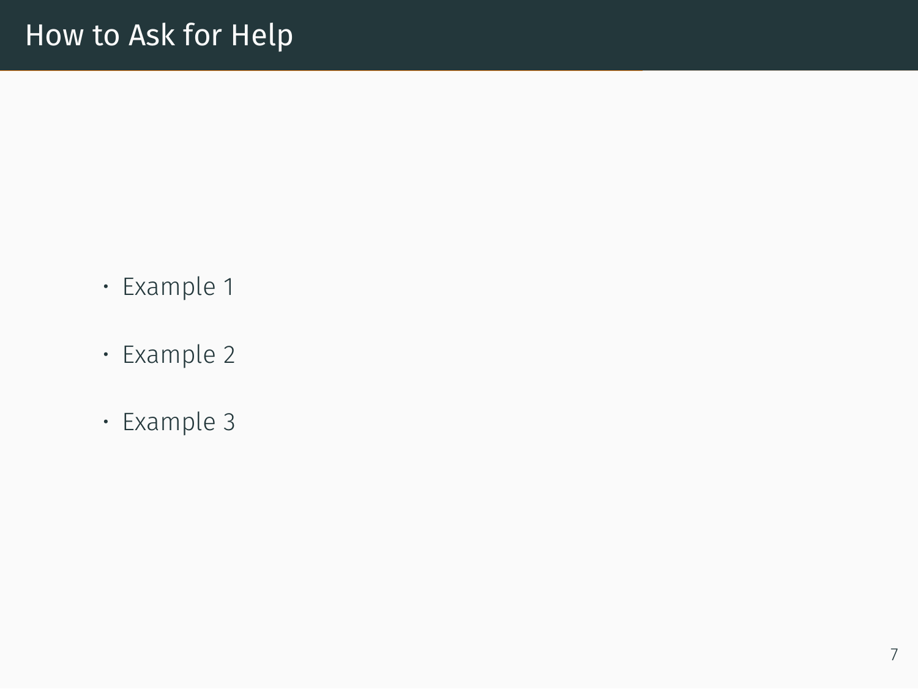# How to Ask for Help

- Example 1
- Example 2
- Example 3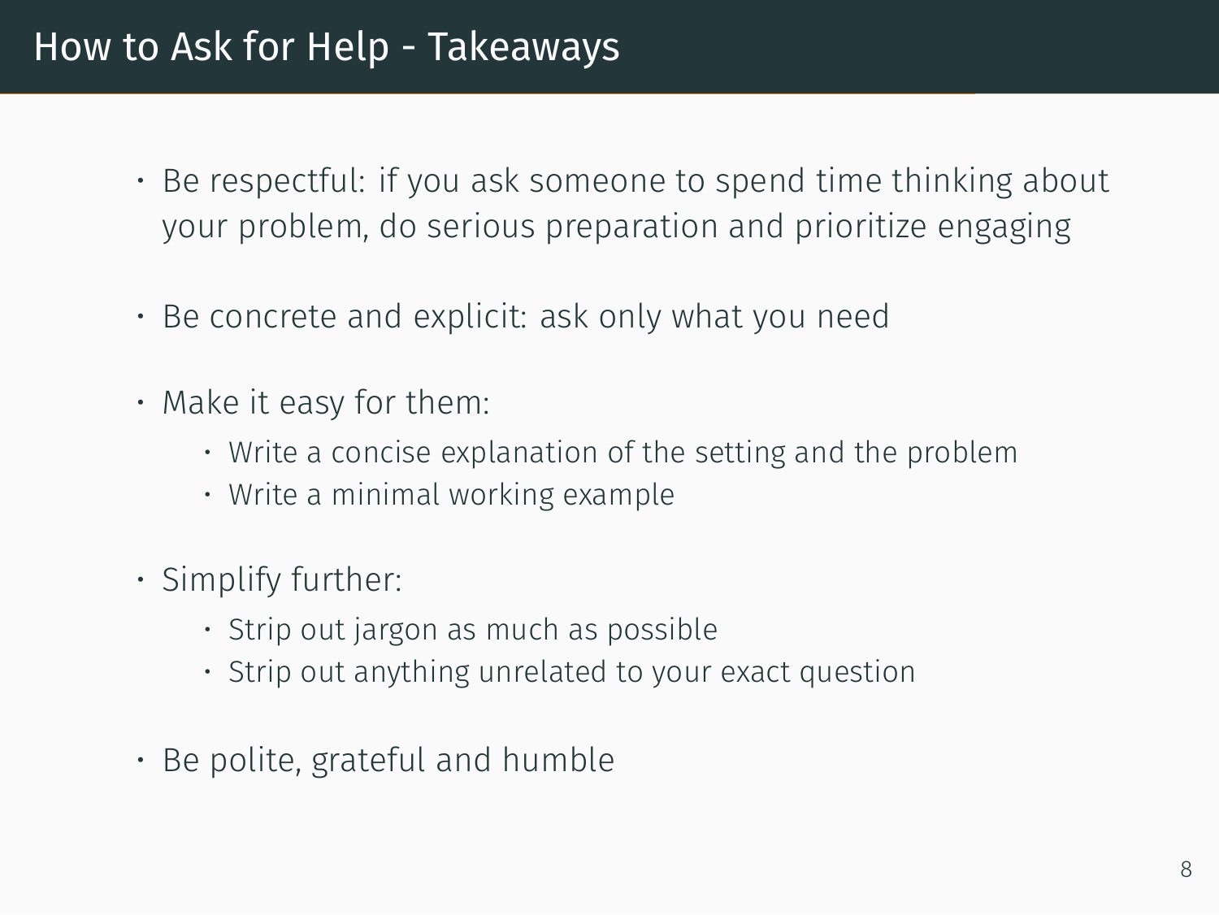# How to Ask for Help - Takeaways

- Be respectful: if you ask someone to spend time thinking about your problem, do serious preparation and prioritize engaging
- Be concrete and explicit: ask only what you need
- Make it easy for them:
  - Write a concise explanation of the setting and the problem
  - Write a minimal working example
- Simplify further:
  - Strip out jargon as much as possible
  - Strip out anything unrelated to your exact question
- Be polite, grateful and humble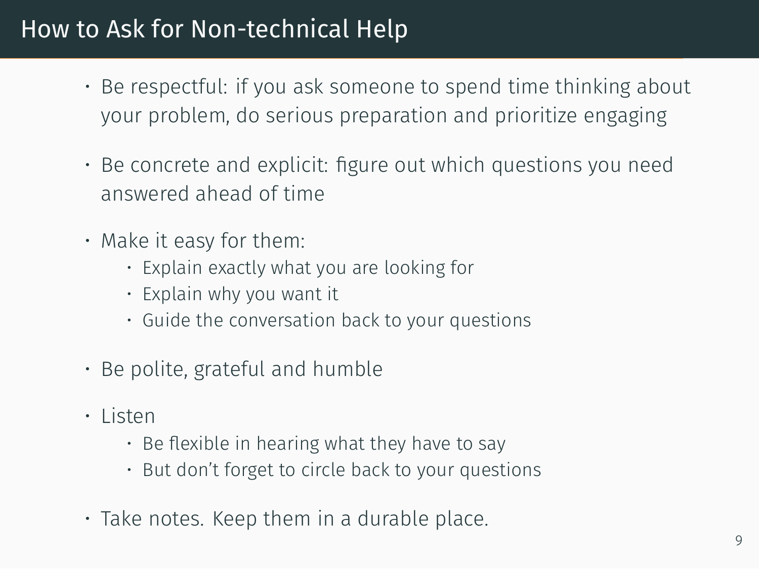# How to Ask for Non-technical Help

- Be respectful: if you ask someone to spend time thinking about your problem, do serious preparation and prioritize engaging
- Be concrete and explicit: figure out which questions you need answered ahead of time
- Make it easy for them:
  - Explain exactly what you are looking for
  - Explain why you want it
  - Guide the conversation back to your questions
- Be polite, grateful and humble
- Listen
  - Be flexible in hearing what they have to say
  - But don't forget to circle back to your questions
- Take notes. Keep them in a durable place.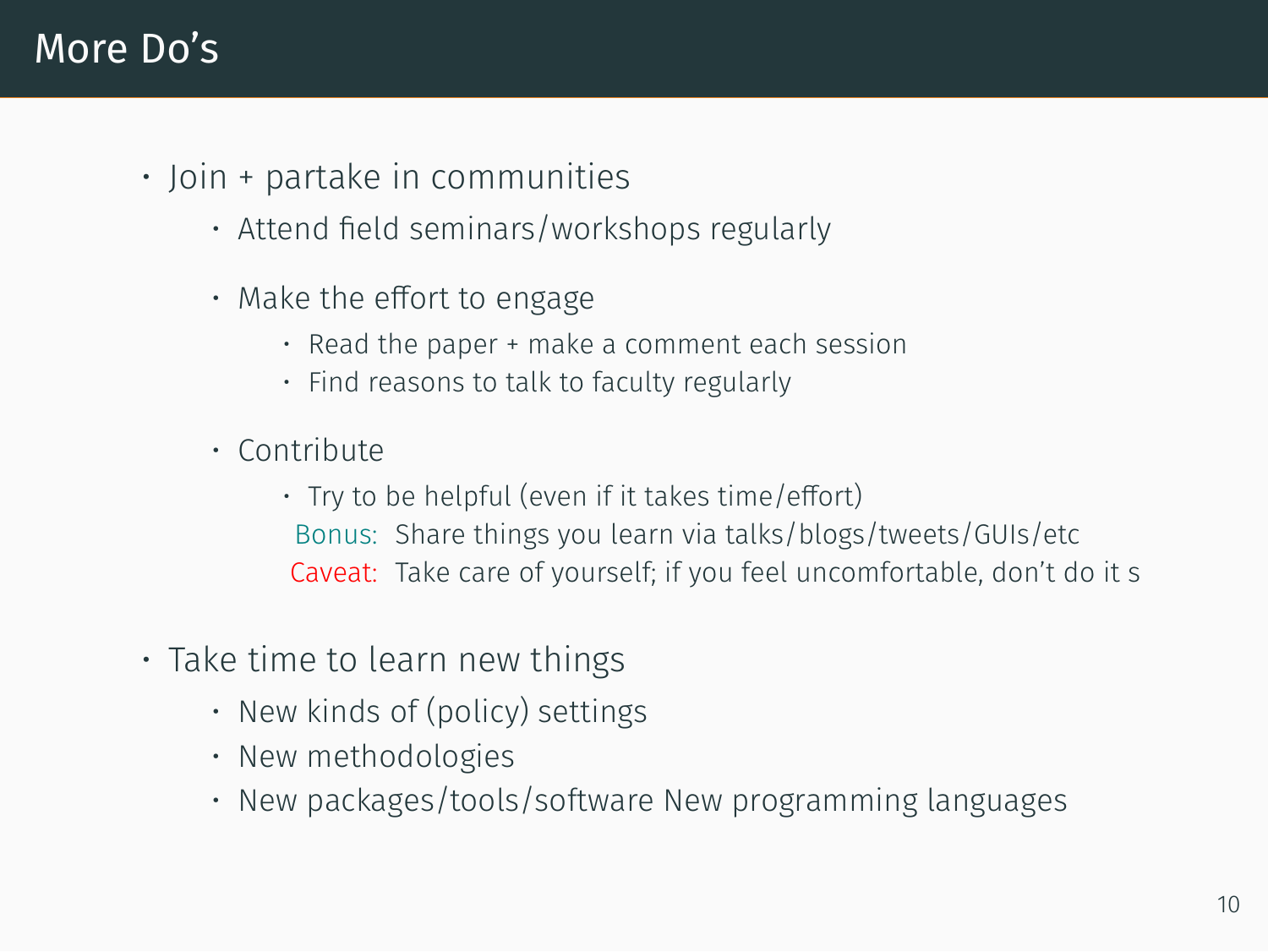## More Do's

- Join + partake in communities
  - Attend field seminars/workshops regularly
  - Make the effort to engage
    - Read the paper + make a comment each session
    - Find reasons to talk to faculty regularly
  - Contribute
    - Try to be helpful (even if it takes time/effort)

    Bonus: Share things you learn via talks/blogs/tweets/GUIs/etc

    Caveat: Take care of yourself; if you feel uncomfortable, don't do it s
- Take time to learn new things
  - New kinds of (policy) settings
  - New methodologies
  - New packages/tools/software New programming languages